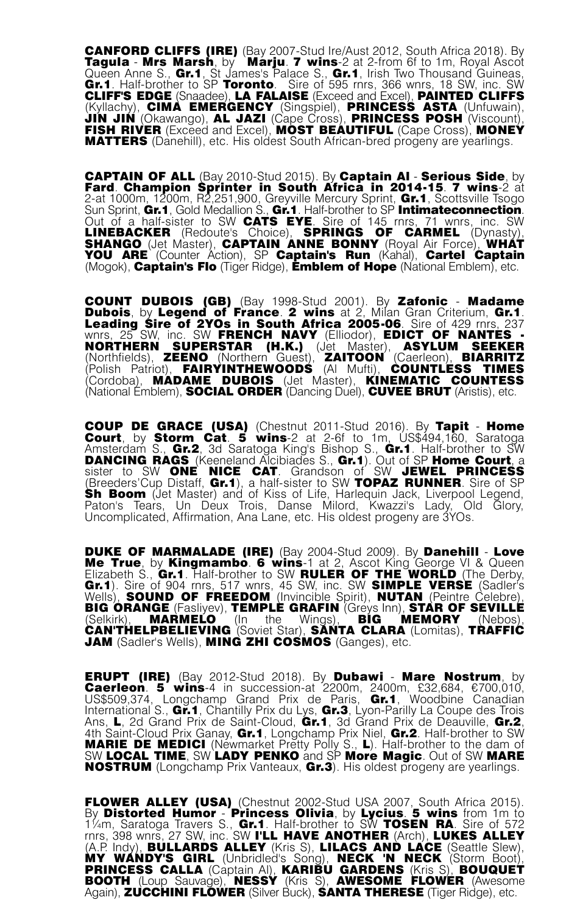**CANFORD CLIFFS (IRE)** (Bay 2007-Stud Ire/Aust 2012, South Africa 2018). By **Tagula** - **Mrs Marsh**, by **Marju**. **7 wins**-2 at 2-from 6f to 1m, Royal Ascot Queen Anne S., **Gr.1**, St James's Palace S., **Gr.1**, Irish Two Thousand Guineas, **Gr.1**. Half-brother to SP **Toronto**. Sire of 595 rnrs, 366 wnrs, 18 SW, inc. SW **CLIFF'S EDGE** (Snaadee), **LA FALAISE** (Exceed and Excel), **PAINTED CLIFFS** (Kyllachy), **CIMA EMERGENCY** (Singspiel), **PRINCESS ASTA** (Unfuwain), **JIN JIN** (Okawango), **AL JAZI** (Cape Cross), **PRINCESS POSH** (Viscount), **FISH RIVER** (Exceed and Excel), **MOST BEAUTIFUL** (Cape Cross), **MONEY MATTERS** (Danehill), etc. His oldest South African-bred progeny are yearlings.

**CAPTAIN OF ALL** (Bay 2010-Stud 2015). By **Captain Al** - **Serious Side**, by **Fard**. **Champion Sprinter in South Africa in 2014-15**. **7 wins**-2 at 2-at 1000m, 1200m, R2,251,900, Greyville Mercury Sprint, **Gr.1**, Scottsville Tsogo Sun Sprint, **Gr.1**, Gold Medallion S., **Gr.1**. Half-brother to SP **Intimateconnection**. Out of a half-sister to SW **CATS EYE**. Sire of 145 rnrs, 71 wnrs, inc. SW **LINEBACKER** (Redoute's Choice), **SPRINGS OF CARMEL** (Dynasty), **SHANGO** (Jet Master), **CAPTAIN ANNE BONNY** (Royal Air Force), **WHAT YOU ARE** (Counter Action), SP **Captain's Run** (Kahal), **Cartel Captain** (Mogok), **Captain's Flo** (Tiger Ridge), **Emblem of Hope** (National Emblem), etc.

**COUNT DUBOIS (GB)** (Bay 1998-Stud 2001). By **Zafonic** - **Madame Dubois**, by **Legend of France**. **2 wins** at 2, Milan Gran Criterium, **Gr.1**. **Leading Sire of 2YOs in South Africa 2005-06**. Sire of 429 rnrs, 237 wnrs, 25 SW, inc. SW **FRENCH NAVY** (Elliodor), **EDICT OF NANTES - NORTHERN SUPERSTAR (H.K.)** (Jet Master), **ASYLUM SEEKER** (Northfields), **ZEENO** (Northern Guest), **ZAITOON** (Caerleon), **BIARRITZ** (Polish Patriot), **FAIRYINTHEWOODS** (Al Mufti), **COUNTLESS TIMES** (Cordoba), **MADAME DUBOIS** (Jet Master), **KINEMATIC COUNTESS** (National Emblem), **SOCIAL ORDER** (Dancing Duel), **CUVEE BRUT** (Aristis), etc.

**COUP DE GRACE (USA)** (Chestnut 2011-Stud 2016). By **Tapit** - **Home Court**, by **Storm Cat**. **5 wins**-2 at 2-6f to 1m, US$494,160, Saratoga Amsterdam S., **Gr.2**, 3d Saratoga King's Bishop S., **Gr.1**. Half-brother to SW **DANCING RAGS** (Keeneland Alcibiades S., **Gr.1**). Out of SP **Home Court**, a sister to SW **ONE NICE CAT**. Grandson of SW **JEWEL PRINCESS** (Breeders'Cup Distaff, **Gr.1**), a half-sister to SW **TOPAZ RUNNER**. Sire of SP **Sh Boom** (Jet Master) and of Kiss of Life, Harlequin Jack, Liverpool Legend, Paton's Tears, Un Deux Trois, Danse Milord, Kwazzi's Lady, Old Glory, Uncomplicated, Affirmation, Ana Lane, etc. His oldest progeny are 3YOs.

**DUKE OF MARMALADE (IRE)** (Bay 2004-Stud 2009). By **Danehill** - **Love Me True**, by **Kingmambo**. **6 wins**-1 at 2, Ascot King George VI & Queen Elizabeth S., **Gr.1**. Half-brother to SW **RULER OF THE WORLD** (The Derby, **Gr.1**). Sire of 904 rnrs, 517 wnrs, 45 SW, inc. SW **SIMPLE VERSE** (Sadler's Wells), **SOUND OF FREEDOM** (Invincible Spirit), **NUTAN** (Peintre Celebre), **BIG ORANGE** (Fasliyev), **TEMPLE GRAFIN** (Greys Inn), **STAR OF SEVILLE** (Selkirk), **MARMELO** (In the Wings), **BIG MEMORY** (Nebos), **CAN'THELPBELIEVING** (Soviet Star), **SANTA CLARA** (Lomitas), **TRAFFIC JAM** (Sadler's Wells), **MING ZHI COSMOS** (Ganges), etc.

**ERUPT (IRE)** (Bay 2012-Stud 2018). By **Dubawi** - **Mare Nostrum**, by **Caerleon**. **5 wins**-4 in succession-at 2200m, 2400m, £32,684, €700,010, US$509,374, Longchamp Grand Prix de Paris, **Gr.1**, Woodbine Canadian International S., **Gr.1**, Chantilly Prix du Lys, **Gr.3**, Lyon-Parilly La Coupe des Trois Ans, **L**, 2d Grand Prix de Saint-Cloud, **Gr.1**, 3d Grand Prix de Deauville, **Gr.2**, 4th Saint-Cloud Prix Ganay, **Gr.1**, Longchamp Prix Niel, **Gr.2**. Half-brother to SW **MARIE DE MEDICI** (Newmarket Pretty Polly S., **L**). Half-brother to the dam of SW **LOCAL TIME**, SW **LADY PENKO** and SP **More Magic**. Out of SW **MARE NOSTRUM** (Longchamp Prix Vanteaux, **Gr.3**). His oldest progeny are yearlings.

**FLOWER ALLEY (USA)** (Chestnut 2002-Stud USA 2007, South Africa 2015). By **Distorted Humor** - **Princess Olivia**, by **Lycius**. **5 wins** from 1m to 1¼m, Saratoga Travers S., **Gr.1**. Half-brother to SW **TOSEN RA**. Sire of 572 rnrs, 398 wnrs, 27 SW, inc. SW **I'LL HAVE ANOTHER** (Arch), **LUKES ALLEY** (A.P. Indy), **BULLARDS ALLEY** (Kris S), **LILACS AND LACE** (Seattle Slew), **MY WANDY'S GIRL** (Unbridled's Song), **NECK 'N NECK** (Storm Boot), **PRINCESS CALLA** (Captain Al), **KARIBU GARDENS** (Kris S), **BOUQUET BOOTH** (Loup Sauvage), **NESSY** (Kris S), **AWESOME FLOWER** (Awesome Again), **ZUCCHINI FLOWER** (Silver Buck), **SANTA THERESE** (Tiger Ridge), etc.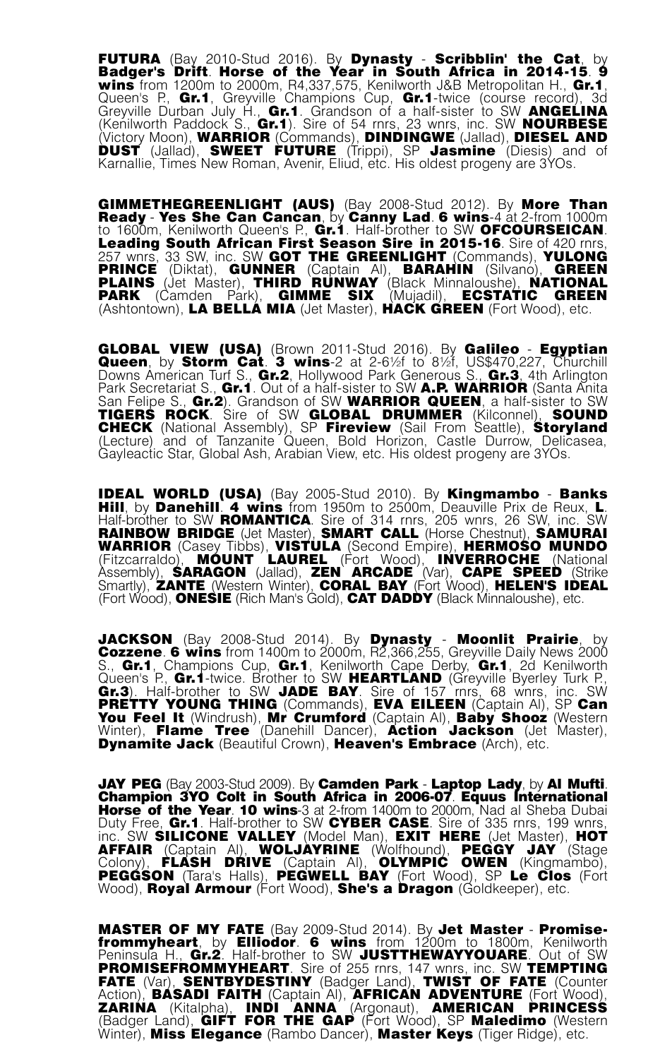**FUTURA** (Bay 2010-Stud 2016). By **Dynasty** - **Scribblin' the Cat**, by **Badger's Drift**. **Horse of the Year in South Africa in 2014-15**. **9 wins** from 1200m to 2000m, R4,337,575, Kenilworth J&B Metropolitan H., **Gr.1**, Queen's P., **Gr.1**, Greyville Champions Cup, **Gr.1**-twice (course record), 3d Greyville Durban July H., **Gr.1**. Grandson of a half-sister to SW **ANGELINA** (Kenilworth Paddock S., **Gr.1**). Sire of 54 rnrs, 23 wnrs, inc. SW **NOURBESE** (Victory Moon), **WARRIOR** (Commands), **DINDINGWE** (Jallad), **DIESEL AND DUST** (Jallad), **SWEET FUTURE** (Trippi), SP **Jasmine** (Diesis) and of Karnallie, Times New Roman, Avenir, Eliud, etc. His oldest progeny are 3YOs.

**GIMMETHEGREENLIGHT (AUS)** (Bay 2008-Stud 2012). By **More Than Ready** - **Yes She Can Cancan**, by **Canny Lad**. **6 wins**-4 at 2-from 1000m to 1600m, Kenilworth Queen's P., **Gr.1**. Half-brother to SW **OFCOURSEICAN**. **Leading South African First Season Sire in 2015-16**. Sire of 420 rnrs, 257 wnrs, 33 SW, inc. SW **GOT THE GREENLIGHT** (Commands), **YULONG PRINCE** (Diktat), **GUNNER** (Captain Al), **BARAHIN** (Silvano), **GREEN PLAINS** (Jet Master), **THIRD RUNWAY** (Black Minnaloushe), **NATIONAL PARK** (Camden Park), **GIMME SIX** (Mujadil), **ECSTATIC GREEN** (Ashtontown), **LA BELLA MIA** (Jet Master), **HACK GREEN** (Fort Wood), etc.

**GLOBAL VIEW (USA)** (Brown 2011-Stud 2016). By **Galileo** - **Egyptian Queen**, by **Storm Cat**. **3 wins**-2 at 2-6½f to 8½f, US$470,227, Churchill Downs American Turf S., **Gr.2**, Hollywood Park Generous S., **Gr.3**, 4th Arlington Park Secretariat S., **Gr.1**. Out of a half-sister to SW **A.P. WARRIOR** (Santa Anita San Felipe S., **Gr.2**). Grandson of SW **WARRIOR QUEEN**, a half-sister to SW **TIGERS ROCK**. Sire of SW **GLOBAL DRUMMER** (Kilconnel), **SOUND CHECK** (National Assembly), SP **Fireview** (Sail From Seattle), **Storyland** (Lecture) and of Tanzanite Queen, Bold Horizon, Castle Durrow, Delicasea, Gayleactic Star, Global Ash, Arabian View, etc. His oldest progeny are 3YOs.

**IDEAL WORLD (USA)** (Bay 2005-Stud 2010). By **Kingmambo** - **Banks Hill**, by **Danehill**. **4 wins** from 1950m to 2500m, Deauville Prix de Reux, **L**. Half-brother to SW **ROMANTICA**. Sire of 314 rnrs, 205 wnrs, 26 SW, inc. SW **RAINBOW BRIDGE** (Jet Master), **SMART CALL** (Horse Chestnut), **SAMURAI WARRIOR** (Casey Tibbs), **VISTULA** (Second Empire), **HERMOSO MUNDO** (Fitzcarraldo), **MOUNT LAUREL** (Fort Wood), **INVERROCHE** (National Assembly), **SARAGON** (Jallad), **ZEN ARCADE** (Var), **CAPE SPEED** (Strike Smartly), **ZANTE** (Western Winter), **CORAL BAY** (Fort Wood), **HELEN'S IDEAL** (Fort Wood), **ONESIE** (Rich Man's Gold), **CAT DADDY** (Black Minnaloushe), etc.

**JACKSON** (Bay 2008-Stud 2014). By **Dynasty** - **Moonlit Prairie**, by **Cozzene**. **6 wins** from 1400m to 2000m, R2,366,255, Greyville Daily News 2000 S., **Gr.1**, Champions Cup, **Gr.1**, Kenilworth Cape Derby, **Gr.1**, 2d Kenilworth Queen's P., **Gr.1**-twice. Brother to SW **HEARTLAND** (Greyville Byerley Turk P., **Gr.3**). Half-brother to SW **JADE BAY**. Sire of 157 rnrs, 68 wnrs, inc. SW **PRETTY YOUNG THING** (Commands), **EVA EILEEN** (Captain Al), SP **Can You Feel It** (Windrush), **Mr Crumford** (Captain Al), **Baby Shooz** (Western Winter), **Flame Tree** (Danehill Dancer), **Action Jackson** (Jet Master), **Dynamite Jack** (Beautiful Crown), **Heaven's Embrace** (Arch), etc.

**JAY PEG** (Bay 2003-Stud 2009). By **Camden Park** - **Laptop Lady**, by **Al Mufti**. **Champion 3YO Colt in South Africa in 2006-07**. **Equus International Horse of the Year**. **10 wins**-3 at 2-from 1400m to 2000m, Nad al Sheba Dubai Duty Free, **Gr.1**. Half-brother to SW **CYBER CASE**. Sire of 335 rnrs, 199 wnrs, inc. SW **SILICONE VALLEY** (Model Man), **EXIT HERE** (Jet Master), **HOT AFFAIR** (Captain Al), **WOLJAYRINE** (Wolfhound), **PEGGY JAY** (Stage Colony), **FLASH DRIVE** (Captain Al), **OLYMPIC OWEN** (Kingmambo), **PEGGSON** (Tara's Halls), **PEGWELL BAY** (Fort Wood), SP **Le Clos** (Fort Wood), **Royal Armour** (Fort Wood), **She's a Dragon** (Goldkeeper), etc.

**MASTER OF MY FATE** (Bay 2009-Stud 2014). By **Jet Master** - **Promisefrommyheart**, by **Elliodor**. **6 wins** from 1200m to 1800m, Kenilworth Peninsula H., **Gr.2**. Half-brother to SW **JUSTTHEWAYYOUARE**. Out of SW **PROMISEFROMMYHEART**. Sire of 255 rnrs, 147 wnrs, inc. SW **TEMPTING FATE** (Var), **SENTBYDESTINY** (Badger Land), **TWIST OF FATE** (Counter Action), **BASADI FAITH** (Captain Al), **AFRICAN ADVENTURE** (Fort Wood), **ZARINA** (Kitalpha), **INDI ANNA** (Argonaut), **AMERICAN PRINCESS** (Badger Land), **GIFT FOR THE GAP** (Fort Wood), SP **Maledimo** (Western Winter), **Miss Elegance** (Rambo Dancer), **Master Keys** (Tiger Ridge), etc.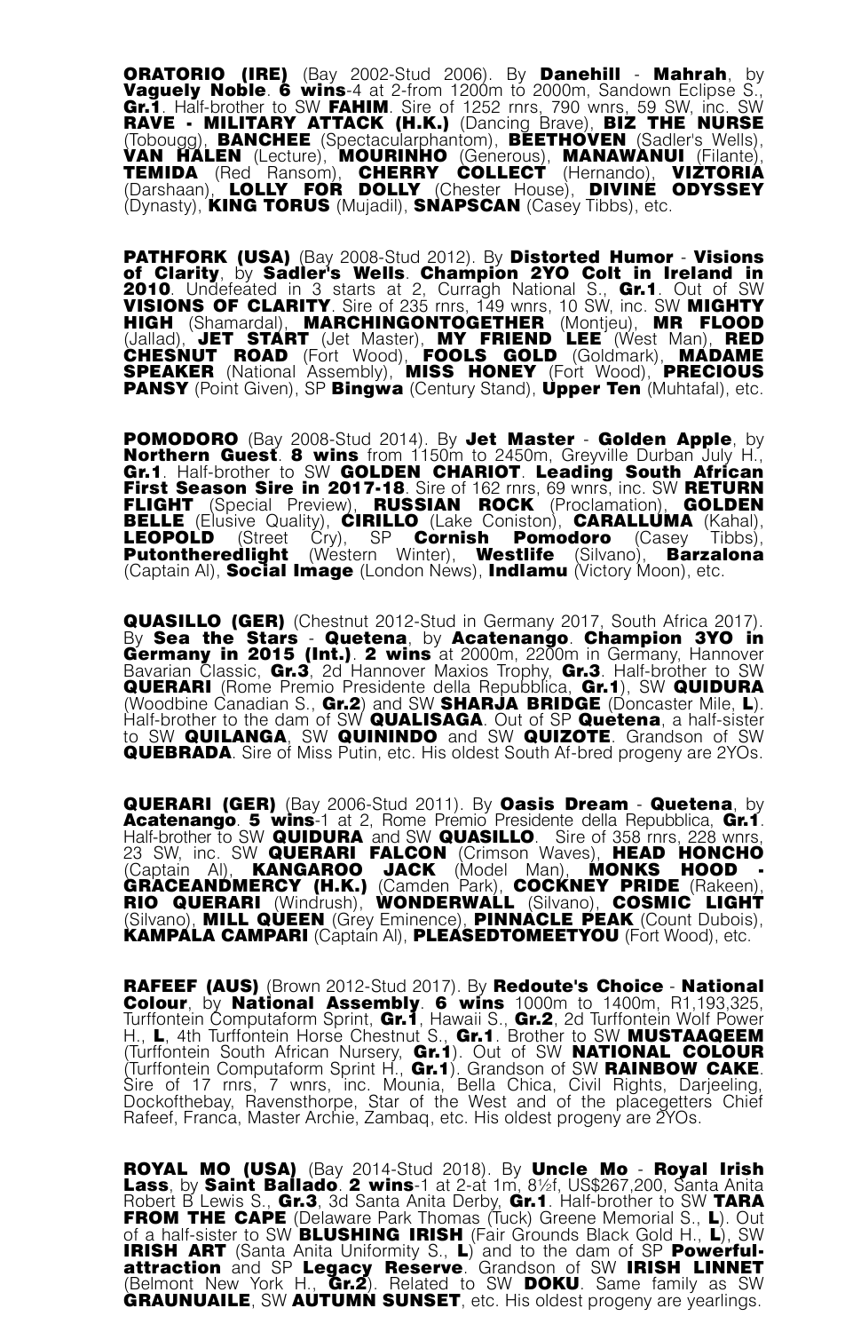**ORATORIO (IRE)** (Bay 2002-Stud 2006). By **Danehill** - **Mahrah**, by **Vaguely Noble**. **6 wins**-4 at 2-from 1200m to 2000m, Sandown Eclipse S., **Gr.1**. Half-brother to SW **FAHIM**. Sire of 1252 rnrs, 790 wnrs, 59 SW, inc. SW **RAVE - MILITARY ATTACK (H.K.)** (Dancing Brave), **BIZ THE NURSE** (Tobougg), **BANCHEE** (Spectacularphantom), **BEETHOVEN** (Sadler's Wells), **VAN HALEN** (Lecture), **MOURINHO** (Generous), **MANAWANUI** (Filante), **TEMIDA** (Red Ransom), **CHERRY COLLECT** (Hernando), **VIZTORIA** (Darshaan), **LOLLY FOR DOLLY** (Chester House), **DIVINE ODYSSEY** (Dynasty), **KING TORUS** (Mujadil), **SNAPSCAN** (Casey Tibbs), etc.

**PATHFORK (USA)** (Bay 2008-Stud 2012). By **Distorted Humor** - **Visions of Clarity**, by **Sadler's Wells**. **Champion 2YO Colt in Ireland in 2010**. Undefeated in 3 starts at 2, Curragh National S., **Gr.1**. Out of SW **VISIONS OF CLARITY**. Sire of 235 rnrs, 149 wnrs, 10 SW, inc. SW **MIGHTY HIGH** (Shamardal), **MARCHINGONTOGETHER** (Montjeu), **MR FLOOD** (Jallad), **JET START** (Jet Master), **MY FRIEND LEE** (West Man), **RED CHESNUT ROAD** (Fort Wood), **FOOLS GOLD** (Goldmark), **MADAME SPEAKER** (National Assembly), **MISS HONEY** (Fort Wood), **PRECIOUS PANSY** (Point Given), SP **Bingwa** (Century Stand), **Upper Ten** (Muhtafal), etc.

**POMODORO** (Bay 2008-Stud 2014). By **Jet Master** - **Golden Apple**, by **Northern Guest**. **8 wins** from 1150m to 2450m, Greyville Durban July H., **Gr.1**. Half-brother to SW **GOLDEN CHARIOT**. **Leading South African First Season Sire in 2017-18**. Sire of 162 rnrs, 69 wnrs, inc. SW **RETURN FLIGHT** (Special Preview), **RUSSIAN ROCK** (Proclamation), **GOLDEN BELLE** (Elusive Quality), **CIRILLO** (Lake Coniston), **CARALLUMA** (Kahal), **LEOPOLD** (Street Cry), SP **Cornish Pomodoro** (Casey Tibbs), **Putontheredlight** (Western Winter), **Westlife** (Silvano), **Barzalona** (Captain Al), **Social Image** (London News), **Indlamu** (Victory Moon), etc.

**QUASILLO (GER)** (Chestnut 2012-Stud in Germany 2017, South Africa 2017). By **Sea the Stars** - **Quetena**, by **Acatenango**. **Champion 3YO in Germany in 2015 (Int.)**. **2 wins** at 2000m, 2200m in Germany, Hannover Bavarian Classic, **Gr.3**, 2d Hannover Maxios Trophy, **Gr.3**. Half-brother to SW **QUERARI** (Rome Premio Presidente della Repubblica, **Gr.1**), SW **QUIDURA** (Woodbine Canadian S., **Gr.2**) and SW **SHARJA BRIDGE** (Doncaster Mile, **L**). Half-brother to the dam of SW **QUALISAGA**. Out of SP **Quetena**, a half-sister to SW **QUILANGA**, SW **QUININDO** and SW **QUIZOTE**. Grandson of SW **QUEBRADA**. Sire of Miss Putin, etc. His oldest South Af-bred progeny are 2YOs.

**QUERARI (GER)** (Bay 2006-Stud 2011). By **Oasis Dream** - **Quetena**, by **Acatenango**. **5 wins**-1 at 2, Rome Premio Presidente della Repubblica, **Gr.1**. Half-brother to SW **QUIDURA** and SW **QUASILLO**. Sire of 358 rnrs, 228 wnrs, 23 SW, inc. SW **QUERARI FALCON** (Crimson Waves), **HEAD HONCHO** (Captain Al), **KANGAROO JACK** (Model Man), **MONKS HOOD - GRACEANDMERCY (H.K.)** (Camden Park), **COCKNEY PRIDE** (Rakeen), **RIO QUERARI** (Windrush), **WONDERWALL** (Silvano), **COSMIC LIGHT** (Silvano), **MILL QUEEN** (Grey Eminence), **PINNACLE PEAK** (Count Dubois), **KAMPALA CAMPARI** (Captain Al), **PLEASEDTOMEETYOU** (Fort Wood), etc.

**RAFEEF (AUS)** (Brown 2012-Stud 2017). By **Redoute's Choice** - **National Colour**, by **National Assembly**. **6 wins** 1000m to 1400m, R1,193,325, Turffontein Computaform Sprint, **Gr.1**, Hawaii S., **Gr.2**, 2d Turffontein Wolf Power H., **L**, 4th Turffontein Horse Chestnut S., **Gr.1**. Brother to SW **MUSTAAQEEM** (Turffontein South African Nursery, **Gr.1**). Out of SW **NATIONAL COLOUR** (Turffontein Computaform Sprint H., **Gr.1**). Grandson of SW **RAINBOW CAKE**. Sire of 17 rnrs, 7 wnrs, inc. Mounia, Bella Chica, Civil Rights, Darjeeling, Dockofthebay, Ravensthorpe, Star of the West and of the placegetters Chief Rafeef, Franca, Master Archie, Zambaq, etc. His oldest progeny are 2YOs.

**ROYAL MO (USA)** (Bay 2014-Stud 2018). By **Uncle Mo** - **Royal Irish Lass**, by **Saint Ballado**. **2 wins**-1 at 2-at 1m, 8½f, US$267,200, Santa Anita Robert B Lewis S., **Gr.3**, 3d Santa Anita Derby, **Gr.1**. Half-brother to SW **TARA FROM THE CAPE** (Delaware Park Thomas (Tuck) Greene Memorial S., **L**). Out of a half-sister to SW **BLUSHING IRISH** (Fair Grounds Black Gold H., **L**), SW **IRISH ART** (Santa Anita Uniformity S., **L**) and to the dam of SP **Powerful-attraction** and SP **Legacy Reserve**. Grandson of SW **IRISH LINNET** (Belmont New York H., **Gr.2**). Related to SW **DOKU**. Same family as SW **GRAUNUAILE**, SW **AUTUMN SUNSET**, etc. His oldest progeny are yearlings.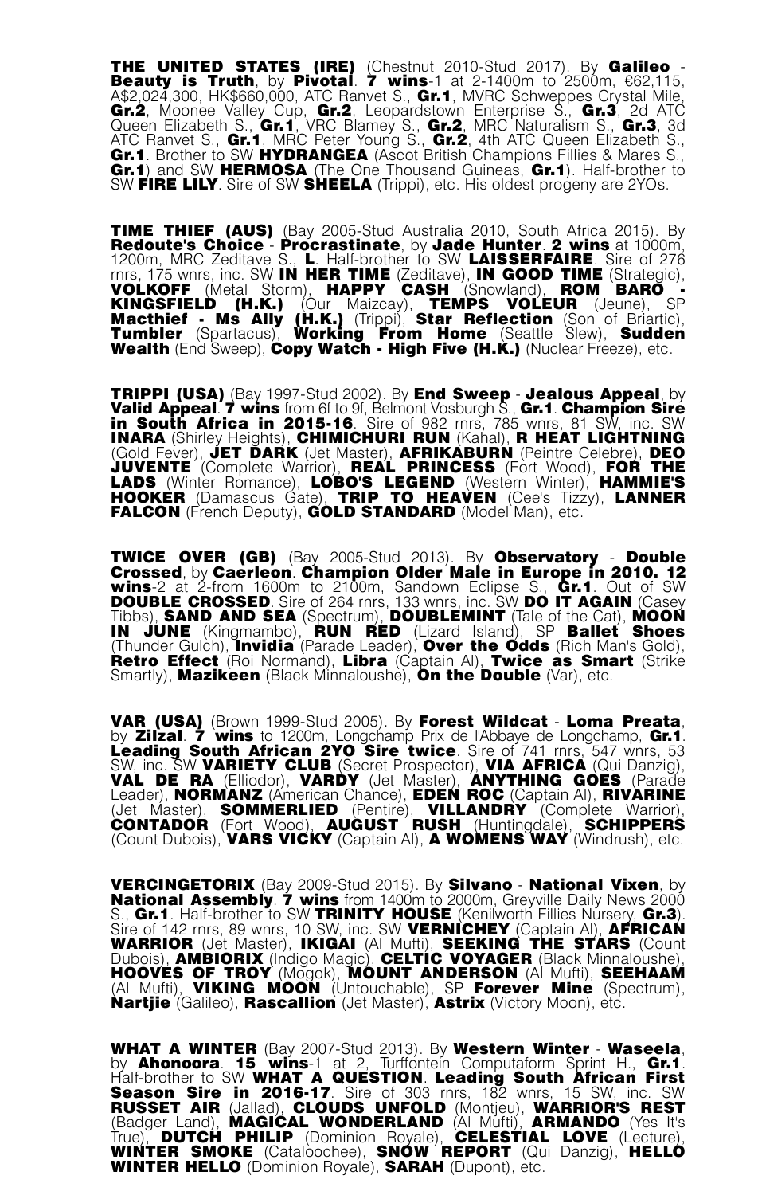**THE UNITED STATES (IRE)** (Chestnut 2010-Stud 2017). By **Galileo** - **Beauty is Truth**, by **Pivotal**. **7 wins**-1 at 2-1400m to 2500m, €62,115, A$2,024,300, HK$660,000, ATC Ranvet S., **Gr.1**, MVRC Schweppes Crystal Mile, **Gr.2**, Moonee Valley Cup, **Gr.2**, Leopardstown Enterprise S., **Gr.3**, 2d ATC Queen Elizabeth S., **Gr.1**, VRC Blamey S., **Gr.2**, MRC Naturalism S., **Gr.3**, 3d ATC Ranvet S., **Gr.1**, MRC Peter Young S., **Gr.2**, 4th ATC Queen Elizabeth S., **Gr.1**. Brother to SW **HYDRANGEA** (Ascot British Champions Fillies & Mares S., **Gr.1**) and SW **HERMOSA** (The One Thousand Guineas, **Gr.1**). Half-brother to SW **FIRE LILY**. Sire of SW **SHEELA** (Trippi), etc. His oldest progeny are 2YOs.

**TIME THIEF (AUS)** (Bay 2005-Stud Australia 2010, South Africa 2015). By **Redoute's Choice** - **Procrastinate**, by **Jade Hunter**. **2 wins** at 1000m, 1200m, MRC Zeditave S., **L**. Half-brother to SW **LAISSERFAIRE**. Sire of 276 rnrs, 175 wnrs, inc. SW **IN HER TIME** (Zeditave), **IN GOOD TIME** (Strategic), **VOLKOFF** (Metal Storm), **HAPPY CASH** (Snowland), **ROM BARO - KINGSFIELD (H.K.)** (Our Maizcay), **TEMPS VOLEUR** (Jeune), SP **Macthief - Ms Ally (H.K.)** (Trippi), **Star Reflection** (Son of Briartic), **Tumbler** (Spartacus), **Working From Home** (Seattle Slew), **Sudden Wealth** (End Sweep), **Copy Watch - High Five (H.K.)** (Nuclear Freeze), etc.

**TRIPPI (USA)** (Bay 1997-Stud 2002). By **End Sweep** - **Jealous Appeal**, by **Valid Appeal**. **7 wins** from 6f to 9f, Belmont Vosburgh S., **Gr.1**. **Champion Sire in South Africa in 2015-16**. Sire of 982 rnrs, 785 wnrs, 81 SW, inc. SW **INARA** (Shirley Heights), **CHIMICHURI RUN** (Kahal), **R HEAT LIGHTNING** (Gold Fever), **JET DARK** (Jet Master), **AFRIKABURN** (Peintre Celebre), **DEO JUVENTE** (Complete Warrior), **REAL PRINCESS** (Fort Wood), **FOR THE LADS** (Winter Romance), **LOBO'S LEGEND** (Western Winter), **HAMMIE'S HOOKER** (Damascus Gate), **TRIP TO HEAVEN** (Cee's Tizzy), **LANNER FALCON** (French Deputy), **GOLD STANDARD** (Model Man), etc.

**TWICE OVER (GB)** (Bay 2005-Stud 2013). By **Observatory** - **Double Crossed**, by **Caerleon**. **Champion Older Male in Europe in 2010. 12 wins**-2 at 2-from 1600m to 2100m, Sandown Eclipse S., **Gr.1**. Out of SW **DOUBLE CROSSED**. Sire of 264 rnrs, 133 wnrs, inc. SW **DO IT AGAIN** (Casey Tibbs), **SAND AND SEA** (Spectrum), **DOUBLEMINT** (Tale of the Cat), **MOON IN JUNE** (Kingmambo), **RUN RED** (Lizard Island), SP **Ballet Shoes** (Thunder Gulch), **Invidia** (Parade Leader), **Over the Odds** (Rich Man's Gold), **Retro Effect** (Roi Normand), **Libra** (Captain Al), **Twice as Smart** (Strike Smartly), **Mazikeen** (Black Minnaloushe), **On the Double** (Var), etc.

**VAR (USA)** (Brown 1999-Stud 2005). By **Forest Wildcat** - **Loma Preata**, by **Zilzal**. **7 wins** to 1200m, Longchamp Prix de l'Abbaye de Longchamp, **Gr.1**. **Leading South African 2YO Sire twice**. Sire of 741 rnrs, 547 wnrs, 53 SW, inc. SW **VARIETY CLUB** (Secret Prospector), **VIA AFRICA** (Qui Danzig), **VAL DE RA** (Elliodor), **VARDY** (Jet Master), **ANYTHING GOES** (Parade Leader), **NORMANZ** (American Chance), **EDEN ROC** (Captain Al), **RIVARINE** (Jet Master), **SOMMERLIED** (Pentire), **VILLANDRY** (Complete Warrior), **CONTADOR** (Fort Wood), **AUGUST RUSH** (Huntingdale), **SCHIPPERS** (Count Dubois), **VARS VICKY** (Captain Al), **A WOMENS WAY** (Windrush), etc.

**VERCINGETORIX** (Bay 2009-Stud 2015). By **Silvano** - **National Vixen**, by **National Assembly**. **7 wins** from 1400m to 2000m, Greyville Daily News 2000 S., **Gr.1**. Half-brother to SW **TRINITY HOUSE** (Kenilworth Fillies Nursery, **Gr.3**). Sire of 142 rnrs, 89 wnrs, 10 SW, inc. SW **VERNICHEY** (Captain Al), **AFRICAN WARRIOR** (Jet Master), **IKIGAI** (Al Mufti), **SEEKING THE STARS** (Count Dubois), **AMBIORIX** (Indigo Magic), **CELTIC VOYAGER** (Black Minnaloushe), **HOOVES OF TROY** (Mogok), **MOUNT ANDERSON** (Al Mufti), **SEEHAAM** (Al Mufti), **VIKING MOON** (Untouchable), SP **Forever Mine** (Spectrum), **Nartjie** (Galileo), **Rascallion** (Jet Master), **Astrix** (Victory Moon), etc.

**WHAT A WINTER** (Bay 2007-Stud 2013). By **Western Winter** - **Waseela**, by **Ahonoora**. **15 wins**-1 at 2, Turffontein Computaform Sprint H., **Gr.1**. Half-brother to SW **WHAT A QUESTION**. **Leading South African First Season Sire in 2016-17**. Sire of 303 rnrs, 182 wnrs, 15 SW, inc. SW **RUSSET AIR** (Jallad), **CLOUDS UNFOLD** (Montjeu), **WARRIOR'S REST** (Badger Land), **MAGICAL WONDERLAND** (Al Mufti), **ARMANDO** (Yes It's True), **DUTCH PHILIP** (Dominion Royale), **CELESTIAL LOVE** (Lecture), **WINTER SMOKE** (Cataloochee), **SNOW REPORT** (Qui Danzig), **HELLO WINTER HELLO** (Dominion Royale), **SARAH** (Dupont), etc.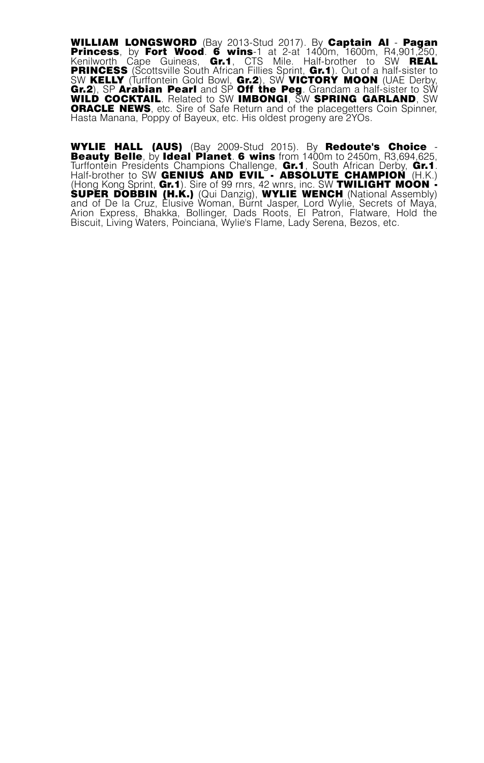**WILLIAM LONGSWORD** (Bay 2013-Stud 2017). By **Captain Al** - **Pagan Princess**, by **Fort Wood**. **6 wins**-1 at 2-at 1400m, 1600m, R4,901,250, Kenilworth Cape Guineas, **Gr.1**, CTS Mile. Half-brother to SW **REAL PRINCESS** (Scottsville South African Fillies Sprint, **Gr.1**). Out of a half-sister to SW **KELLY** (Turffontein Gold Bowl, **Gr.2**), SW **VICTORY MOON** (UAE Derby, **Gr.2**), SP **Arabian Pearl** and SP **Off the Peg**. Grandam a half-sister to SW **WILD COCKTAIL**. Related to SW **IMBONGI**, SW **SPRING GARLAND**, SW **ORACLE NEWS**, etc. Sire of Safe Return and of the placegetters Coin Spinner, Hasta Manana, Poppy of Bayeux, etc. His oldest progeny are 2YOs.

**WYLIE HALL (AUS)** (Bay 2009-Stud 2015). By **Redoute's Choice** - **Beauty Belle**, by **Ideal Planet**. **6 wins** from 1400m to 2450m, R3,694,625, Turffontein Presidents Champions Challenge, **Gr.1**, South African Derby, **Gr.1**. Half-brother to SW **GENIUS AND EVIL - ABSOLUTE CHAMPION** (H.K.) (Hong Kong Sprint, **Gr.1**). Sire of 99 rnrs, 42 wnrs, inc. SW **TWILIGHT MOON - SUPER DOBBIN (H.K.)** (Qui Danzig), **WYLIE WENCH** (National Assembly) and of De la Cruz, Elusive Woman, Burnt Jasper, Lord Wylie, Secrets of Maya, Arion Express, Bhakka, Bollinger, Dads Roots, El Patron, Flatware, Hold the Biscuit, Living Waters, Poinciana, Wylie's Flame, Lady Serena, Bezos, etc.